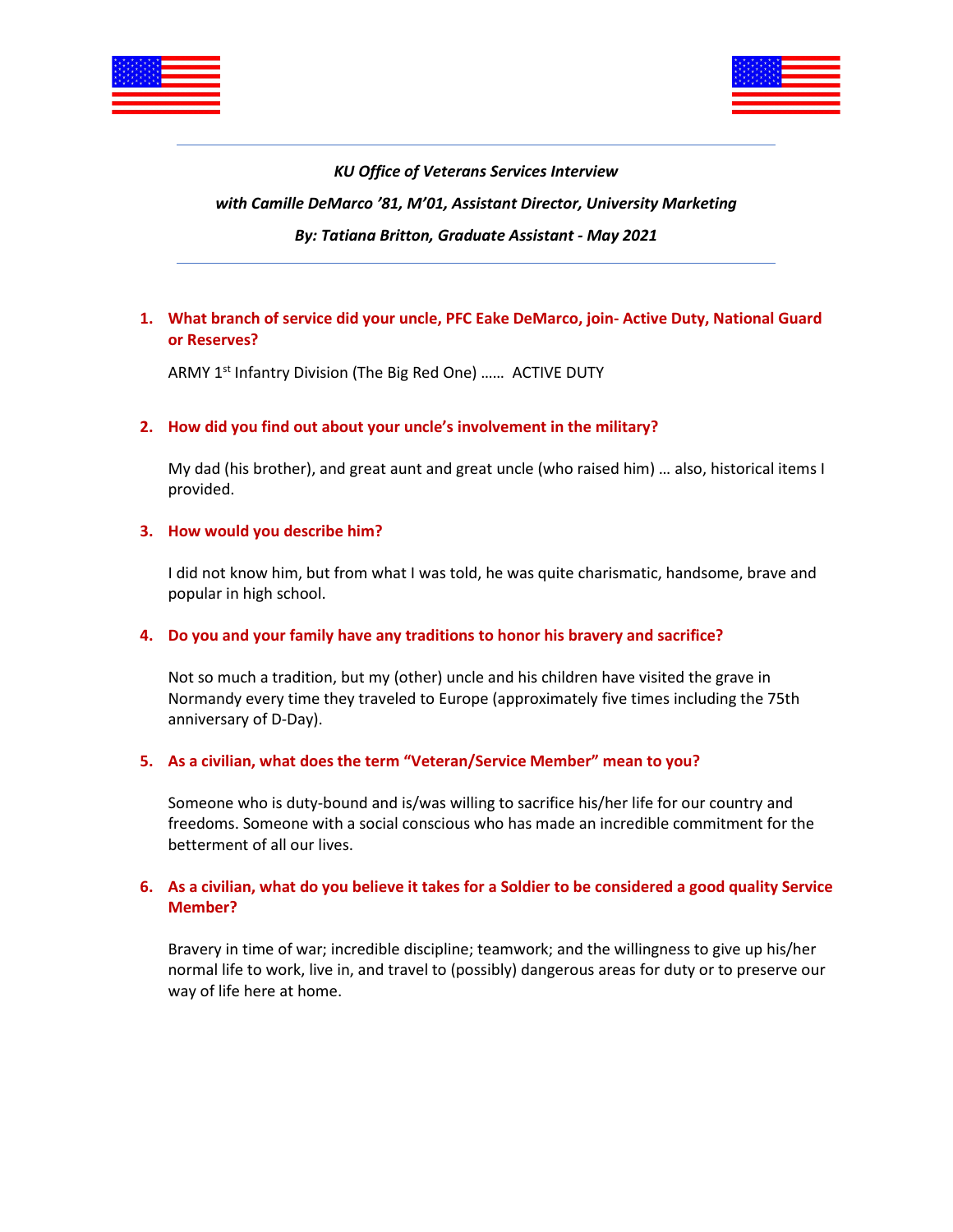*KU Office of Veterans Services Interview*

*with Camille DeMarco '81, M'01, Assistant Director, University Marketing*

*By: Tatiana Britton, Graduate Assistant - May 2021*

---

1. **What branch of service did your uncle, PFC Eake DeMarco, join- Active Duty, National Guard or Reserves?**

   ARMY 1st Infantry Division (The Big Red One) …… ACTIVE DUTY

2. **How did you find out about your uncle's involvement in the military?**

   My dad (his brother), and great aunt and great uncle (who raised him) … also, historical items I provided.

3. **How would you describe him?**

   I did not know him, but from what I was told, he was quite charismatic, handsome, brave and popular in high school.

4. **Do you and your family have any traditions to honor his bravery and sacrifice?**

   Not so much a tradition, but my (other) uncle and his children have visited the grave in Normandy every time they traveled to Europe (approximately five times including the 75th anniversary of D-Day).

5. **As a civilian, what does the term "Veteran/Service Member" mean to you?**

   Someone who is duty-bound and is/was willing to sacrifice his/her life for our country and freedoms. Someone with a social conscious who has made an incredible commitment for the betterment of all our lives.

6. **As a civilian, what do you believe it takes for a Soldier to be considered a good quality Service Member?**

   Bravery in time of war; incredible discipline; teamwork; and the willingness to give up his/her normal life to work, live in, and travel to (possibly) dangerous areas for duty or to preserve our way of life here at home.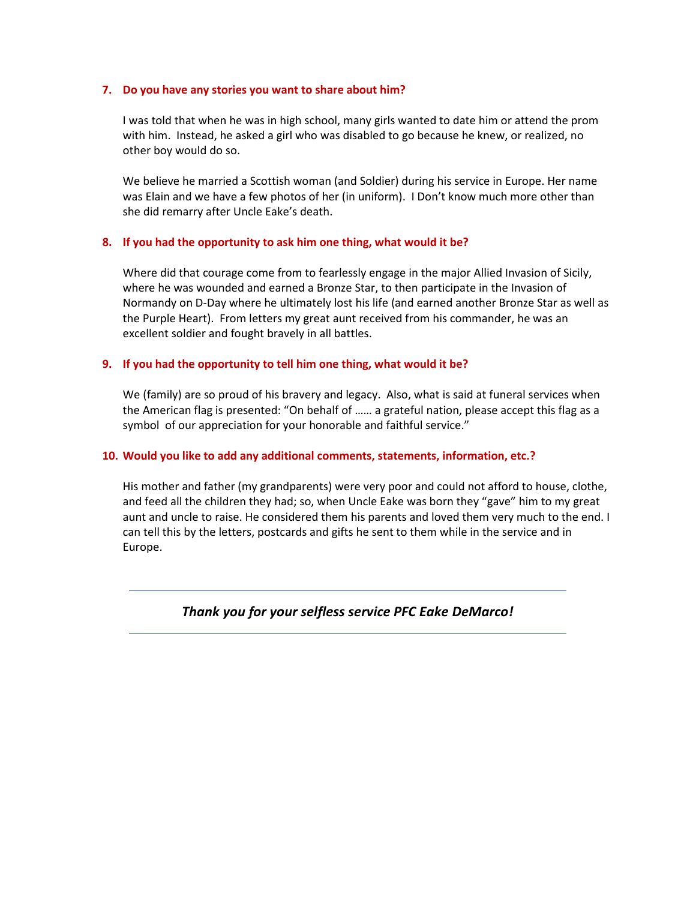**7. Do you have any stories you want to share about him?**

I was told that when he was in high school, many girls wanted to date him or attend the prom with him. Instead, he asked a girl who was disabled to go because he knew, or realized, no other boy would do so.

We believe he married a Scottish woman (and Soldier) during his service in Europe. Her name was Elain and we have a few photos of her (in uniform). I Don't know much more other than she did remarry after Uncle Eake's death.

**8. If you had the opportunity to ask him one thing, what would it be?**

Where did that courage come from to fearlessly engage in the major Allied Invasion of Sicily, where he was wounded and earned a Bronze Star, to then participate in the Invasion of Normandy on D-Day where he ultimately lost his life (and earned another Bronze Star as well as the Purple Heart). From letters my great aunt received from his commander, he was an excellent soldier and fought bravely in all battles.

**9. If you had the opportunity to tell him one thing, what would it be?**

We (family) are so proud of his bravery and legacy. Also, what is said at funeral services when the American flag is presented: "On behalf of …… a grateful nation, please accept this flag as a symbol of our appreciation for your honorable and faithful service."

**10. Would you like to add any additional comments, statements, information, etc.?**

His mother and father (my grandparents) were very poor and could not afford to house, clothe, and feed all the children they had; so, when Uncle Eake was born they "gave" him to my great aunt and uncle to raise. He considered them his parents and loved them very much to the end. I can tell this by the letters, postcards and gifts he sent to them while in the service and in Europe.

---

***Thank you for your selfless service PFC Eake DeMarco!***

---